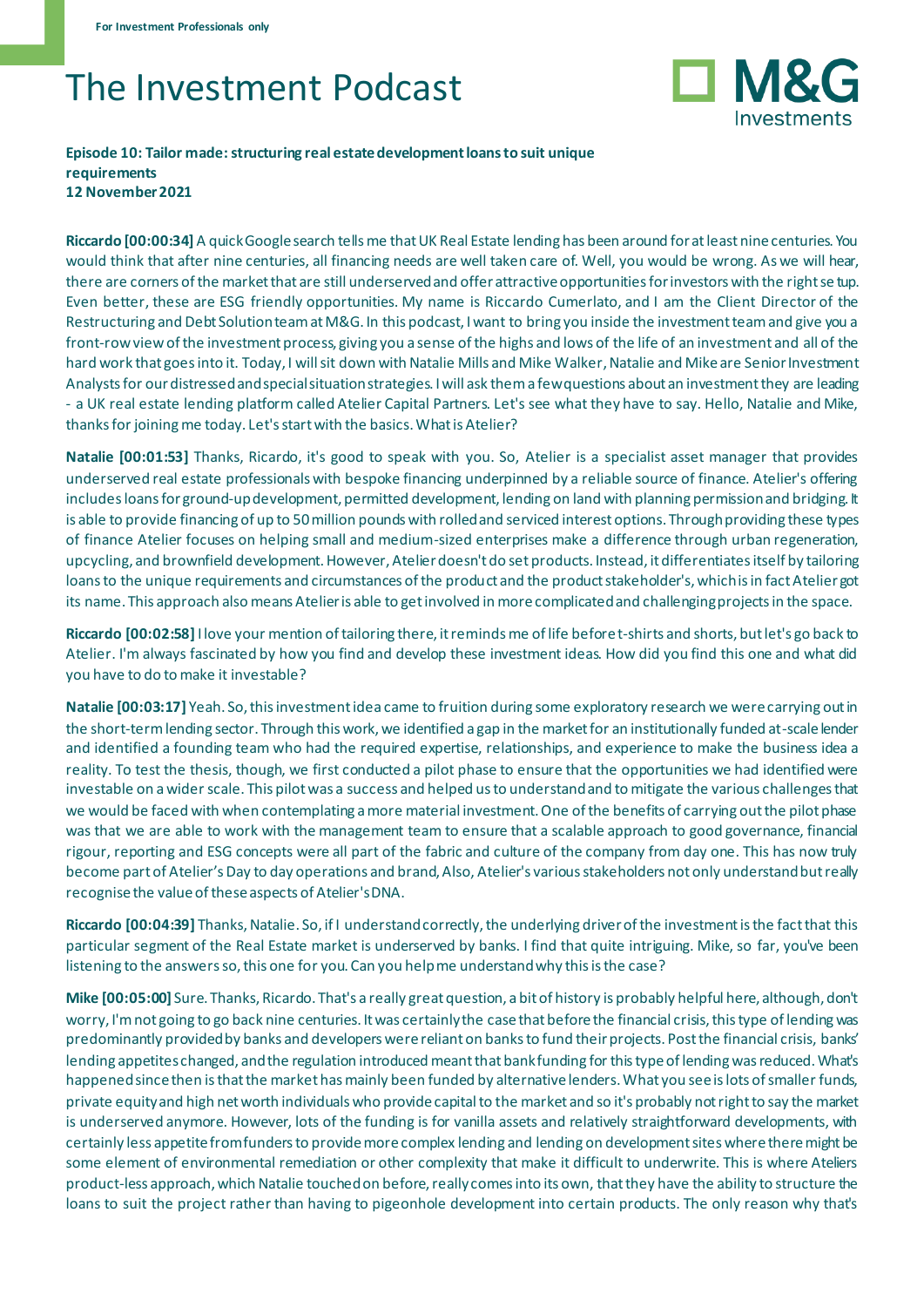For Investment Professionals only

# The Investment Podcast

**Episode 10: Tailor made: structuring real estate development loans to suit unique requirements**
**12 November 2021**

**Riccardo [00:00:34]** A quick Google search tells me that UK Real Estate lending has been around for at least nine centuries. You would think that after nine centuries, all financing needs are well taken care of. Well, you would be wrong. As we will hear, there are corners of the market that are still underserved and offer attractive opportunities for investors with the right se tup. Even better, these are ESG friendly opportunities. My name is Riccardo Cumerlato, and I am the Client Director of the Restructuring and Debt Solution team at M&G. In this podcast, I want to bring you inside the investment team and give you a front-row view of the investment process, giving you a sense of the highs and lows of the life of an investment and all of the hard work that goes into it. Today, I will sit down with Natalie Mills and Mike Walker, Natalie and Mike are Senior Investment Analysts for our distressed and special situation strategies. I will ask them a few questions about an investment they are leading - a UK real estate lending platform called Atelier Capital Partners. Let's see what they have to say. Hello, Natalie and Mike, thanks for joining me today. Let's start with the basics. What is Atelier?

**Natalie [00:01:53]** Thanks, Ricardo, it's good to speak with you. So, Atelier is a specialist asset manager that provides underserved real estate professionals with bespoke financing underpinned by a reliable source of finance. Atelier's offering includes loans for ground-up development, permitted development, lending on land with planning permission and bridging. It is able to provide financing of up to 50 million pounds with rolled and serviced interest options. Through providing these types of finance Atelier focuses on helping small and medium-sized enterprises make a difference through urban regeneration, upcycling, and brownfield development. However, Atelier doesn't do set products. Instead, it differentiates itself by tailoring loans to the unique requirements and circumstances of the product and the product stakeholder's, which is in fact Atelier got its name. This approach also means Atelier is able to get involved in more complicated and challenging projects in the space.

**Riccardo [00:02:58]** I love your mention of tailoring there, it reminds me of life before t-shirts and shorts, but let's go back to Atelier. I'm always fascinated by how you find and develop these investment ideas. How did you find this one and what did you have to do to make it investable?

**Natalie [00:03:17]** Yeah. So, this investment idea came to fruition during some exploratory research we were carrying out in the short-term lending sector. Through this work, we identified a gap in the market for an institutionally funded at-scale lender and identified a founding team who had the required expertise, relationships, and experience to make the business idea a reality. To test the thesis, though, we first conducted a pilot phase to ensure that the opportunities we had identified were investable on a wider scale. This pilot was a success and helped us to understand and to mitigate the various challenges that we would be faced with when contemplating a more material investment. One of the benefits of carrying out the pilot phase was that we are able to work with the management team to ensure that a scalable approach to good governance, financial rigour, reporting and ESG concepts were all part of the fabric and culture of the company from day one. This has now truly become part of Atelier's Day to day operations and brand, Also, Atelier's various stakeholders not only understand but really recognise the value of these aspects of Atelier's DNA.

**Riccardo [00:04:39]** Thanks, Natalie. So, if I understand correctly, the underlying driver of the investment is the fact that this particular segment of the Real Estate market is underserved by banks. I find that quite intriguing. Mike, so far, you've been listening to the answers so, this one for you. Can you help me understand why this is the case?

**Mike [00:05:00]** Sure. Thanks, Ricardo. That's a really great question, a bit of history is probably helpful here, although, don't worry, I'm not going to go back nine centuries. It was certainly the case that before the financial crisis, this type of lending was predominantly provided by banks and developers were reliant on banks to fund their projects. Post the financial crisis, banks' lending appetites changed, and the regulation introduced meant that bank funding for this type of lending was reduced. What's happened since then is that the market has mainly been funded by alternative lenders. What you see is lots of smaller funds, private equity and high net worth individuals who provide capital to the market and so it's probably not right to say the market is underserved anymore. However, lots of the funding is for vanilla assets and relatively straightforward developments, with certainly less appetite from funders to provide more complex lending and lending on development sites where there might be some element of environmental remediation or other complexity that make it difficult to underwrite. This is where Ateliers product-less approach, which Natalie touched on before, really comes into its own, that they have the ability to structure the loans to suit the project rather than having to pigeonhole development into certain products. The only reason why that's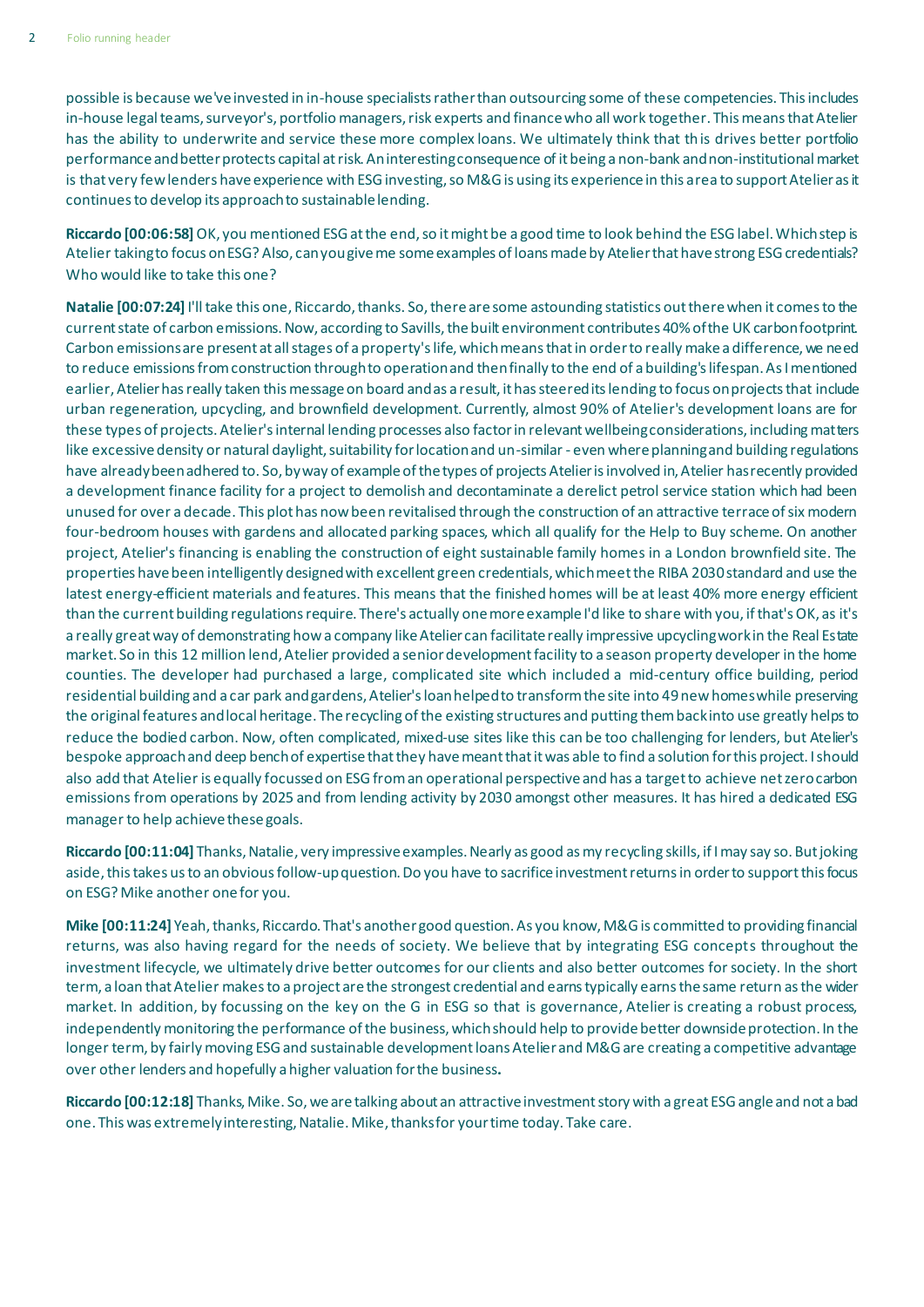possible is because we've invested in in-house specialists rather than outsourcing some of these competencies. This includes in-house legal teams, surveyor's, portfolio managers, risk experts and finance who all work together. This means that Atelier has the ability to underwrite and service these more complex loans. We ultimately think that this drives better portfolio performance and better protects capital at risk. An interesting consequence of it being a non-bank and non-institutional market is that very few lenders have experience with ESG investing, so M&G is using its experience in this area to support Atelier as it continues to develop its approach to sustainable lending.

**Riccardo [00:06:58]** OK, you mentioned ESG at the end, so it might be a good time to look behind the ESG label. Which step is Atelier taking to focus on ESG? Also, can you give me some examples of loans made by Atelier that have strong ESG credentials? Who would like to take this one?

**Natalie [00:07:24]** I'll take this one, Riccardo, thanks. So, there are some astounding statistics out there when it comes to the current state of carbon emissions. Now, according to Savills, the built environment contributes 40% of the UK carbon footprint. Carbon emissions are present at all stages of a property's life, which means that in order to really make a difference, we need to reduce emissions from construction through to operation and then finally to the end of a building's lifespan. As I mentioned earlier, Atelier has really taken this message on board and as a result, it has steered its lending to focus on projects that include urban regeneration, upcycling, and brownfield development. Currently, almost 90% of Atelier's development loans are for these types of projects. Atelier's internal lending processes also factor in relevant wellbeing considerations, including matters like excessive density or natural daylight, suitability for location and un-similar - even where planning and building regulations have already been adhered to. So, by way of example of the types of projects Atelier is involved in, Atelier has recently provided a development finance facility for a project to demolish and decontaminate a derelict petrol service station which had been unused for over a decade. This plot has now been revitalised through the construction of an attractive terrace of six modern four-bedroom houses with gardens and allocated parking spaces, which all qualify for the Help to Buy scheme. On another project, Atelier's financing is enabling the construction of eight sustainable family homes in a London brownfield site. The properties have been intelligently designed with excellent green credentials, which meet the RIBA 2030 standard and use the latest energy-efficient materials and features. This means that the finished homes will be at least 40% more energy efficient than the current building regulations require. There's actually one more example I'd like to share with you, if that's OK, as it's a really great way of demonstrating how a company like Atelier can facilitate really impressive upcycling work in the Real Estate market. So in this 12 million lend, Atelier provided a senior development facility to a season property developer in the home counties. The developer had purchased a large, complicated site which included a mid-century office building, period residential building and a car park and gardens, Atelier's loan helped to transform the site into 49 new homes while preserving the original features and local heritage. The recycling of the existing structures and putting them back into use greatly helps to reduce the bodied carbon. Now, often complicated, mixed-use sites like this can be too challenging for lenders, but Atelier's bespoke approach and deep bench of expertise that they have meant that it was able to find a solution for this project. I should also add that Atelier is equally focussed on ESG from an operational perspective and has a target to achieve net zero carbon emissions from operations by 2025 and from lending activity by 2030 amongst other measures. It has hired a dedicated ESG manager to help achieve these goals.

**Riccardo [00:11:04]** Thanks, Natalie, very impressive examples. Nearly as good as my recycling skills, if I may say so. But joking aside, this takes us to an obvious follow-up question. Do you have to sacrifice investment returns in order to support this focus on ESG? Mike another one for you.

**Mike [00:11:24]** Yeah, thanks, Riccardo. That's another good question. As you know, M&G is committed to providing financial returns, was also having regard for the needs of society. We believe that by integrating ESG concepts throughout the investment lifecycle, we ultimately drive better outcomes for our clients and also better outcomes for society. In the short term, a loan that Atelier makes to a project are the strongest credential and earns typically earns the same return as the wider market. In addition, by focussing on the key on the G in ESG so that is governance, Atelier is creating a robust process, independently monitoring the performance of the business, which should help to provide better downside protection. In the longer term, by fairly moving ESG and sustainable development loans Atelier and M&G are creating a competitive advantage over other lenders and hopefully a higher valuation for the business**.**

**Riccardo [00:12:18]** Thanks, Mike. So, we are talking about an attractive investment story with a great ESG angle and not a bad one. This was extremely interesting, Natalie. Mike, thanks for your time today. Take care.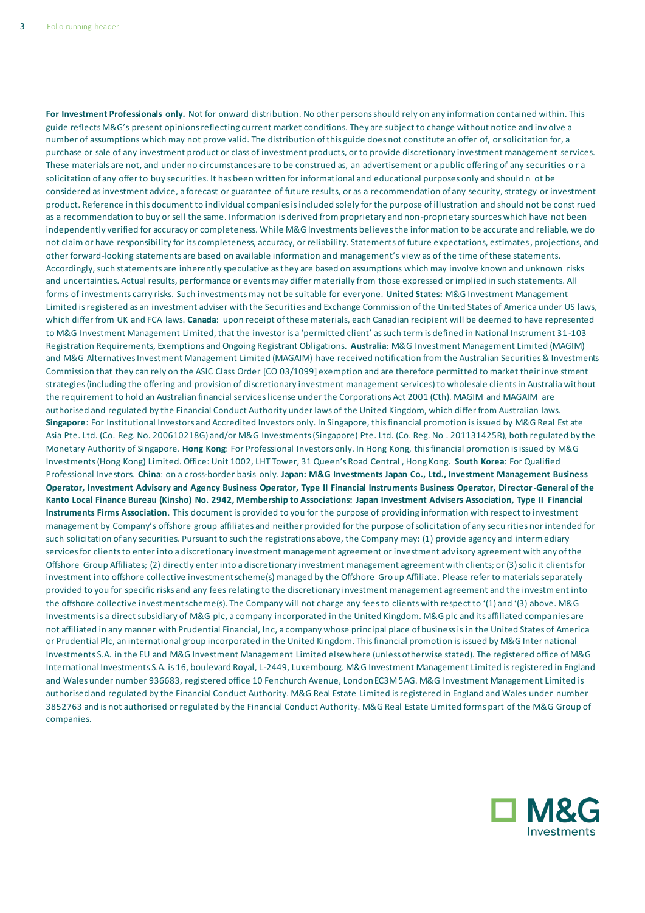**For Investment Professionals only.** Not for onward distribution. No other persons should rely on any information contained within. This guide reflects M&G's present opinions reflecting current market conditions. They are subject to change without notice and involve a number of assumptions which may not prove valid. The distribution of this guide does not constitute an offer of, or solicitation for, a purchase or sale of any investment product or class of investment products, or to provide discretionary investment management services. These materials are not, and under no circumstances are to be construed as, an advertisement or a public offering of any securities or a solicitation of any offer to buy securities. It has been written for informational and educational purposes only and should not be considered as investment advice, a forecast or guarantee of future results, or as a recommendation of any security, strategy or investment product. Reference in this document to individual companies is included solely for the purpose of illustration and should not be construed as a recommendation to buy or sell the same. Information is derived from proprietary and non-proprietary sources which have not been independently verified for accuracy or completeness. While M&G Investments believes the information to be accurate and reliable, we do not claim or have responsibility for its completeness, accuracy, or reliability. Statements of future expectations, estimates, projections, and other forward-looking statements are based on available information and management's view as of the time of these statements. Accordingly, such statements are inherently speculative as they are based on assumptions which may involve known and unknown risks and uncertainties. Actual results, performance or events may differ materially from those expressed or implied in such statements. All forms of investments carry risks. Such investments may not be suitable for everyone. **United States:** M&G Investment Management Limited is registered as an investment adviser with the Securities and Exchange Commission of the United States of America under US laws, which differ from UK and FCA laws. **Canada**: upon receipt of these materials, each Canadian recipient will be deemed to have represented to M&G Investment Management Limited, that the investor is a 'permitted client' as such term is defined in National Instrument 31-103 Registration Requirements, Exemptions and Ongoing Registrant Obligations. **Australia**: M&G Investment Management Limited (MAGIM) and M&G Alternatives Investment Management Limited (MAGAIM) have received notification from the Australian Securities & Investments Commission that they can rely on the ASIC Class Order [CO 03/1099] exemption and are therefore permitted to market their investment strategies (including the offering and provision of discretionary investment management services) to wholesale clients in Australia without the requirement to hold an Australian financial services license under the Corporations Act 2001 (Cth). MAGIM and MAGAIM are authorised and regulated by the Financial Conduct Authority under laws of the United Kingdom, which differ from Australian laws. **Singapore**: For Institutional Investors and Accredited Investors only. In Singapore, this financial promotion is issued by M&G Real Estate Asia Pte. Ltd. (Co. Reg. No. 200610218G) and/or M&G Investments (Singapore) Pte. Ltd. (Co. Reg. No . 201131425R), both regulated by the Monetary Authority of Singapore. **Hong Kong**: For Professional Investors only. In Hong Kong, this financial promotion is issued by M&G Investments (Hong Kong) Limited. Office: Unit 1002, LHT Tower, 31 Queen's Road Central , Hong Kong. **South Korea**: For Qualified Professional Investors. **China**: on a cross-border basis only. **Japan: M&G Investments Japan Co., Ltd., Investment Management Business Operator, Investment Advisory and Agency Business Operator, Type II Financial Instruments Business Operator, Director-General of the Kanto Local Finance Bureau (Kinsho) No. 2942, Membership to Associations: Japan Investment Advisers Association, Type II Financial Instruments Firms Association**. This document is provided to you for the purpose of providing information with respect to investment management by Company's offshore group affiliates and neither provided for the purpose of solicitation of any securities nor intended for such solicitation of any securities. Pursuant to such the registrations above, the Company may: (1) provide agency and intermediary services for clients to enter into a discretionary investment management agreement or investment advisory agreement with any of the Offshore Group Affiliates; (2) directly enter into a discretionary investment management agreement with clients; or (3) solicit clients for investment into offshore collective investment scheme(s) managed by the Offshore Group Affiliate. Please refer to materials separately provided to you for specific risks and any fees relating to the discretionary investment management agreement and the investment into the offshore collective investment scheme(s). The Company will not charge any fees to clients with respect to '(1) and '(3) above. M&G Investments is a direct subsidiary of M&G plc, a company incorporated in the United Kingdom. M&G plc and its affiliated companies are not affiliated in any manner with Prudential Financial, Inc, a company whose principal place of business is in the United States of America or Prudential Plc, an international group incorporated in the United Kingdom. This financial promotion is issued by M&G International Investments S.A. in the EU and M&G Investment Management Limited elsewhere (unless otherwise stated). The registered office of M&G International Investments S.A. is 16, boulevard Royal, L-2449, Luxembourg. M&G Investment Management Limited is registered in England and Wales under number 936683, registered office 10 Fenchurch Avenue, London EC3M 5AG. M&G Investment Management Limited is authorised and regulated by the Financial Conduct Authority. M&G Real Estate Limited is registered in England and Wales under number 3852763 and is not authorised or regulated by the Financial Conduct Authority. M&G Real Estate Limited forms part of the M&G Group of companies.

M&G Investments